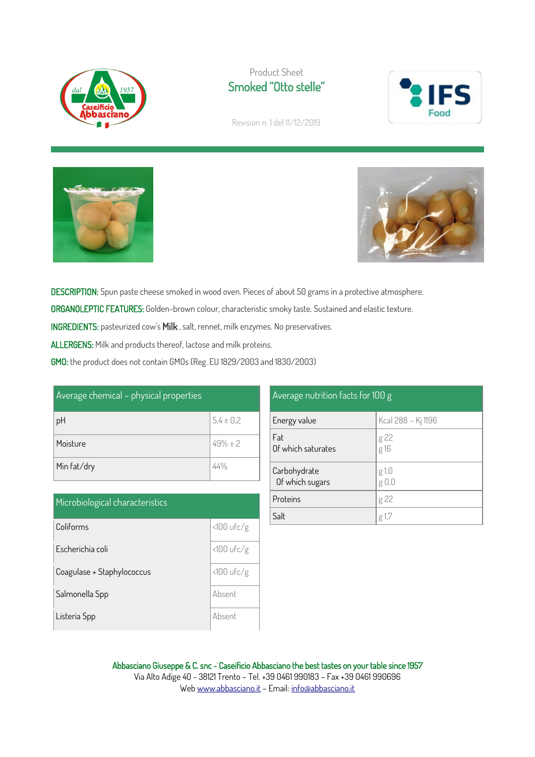Product Sheet

# Smoked "Otto stelle"

Revision n. 1 del 11/12/2019

**DESCRIPTION:** Spun paste cheese smoked in wood oven. Pieces of about 50 grams in a protective atmosphere.

**ORGANOLEPTIC FEATURES:** Golden-brown colour, characteristic smoky taste. Sustained and elastic texture.

**INGREDIENTS:** pasteurized cow's **Milk** , salt, rennet, milk enzymes. No preservatives.

**ALLERGENS:** Milk and products thereof, lactose and milk proteins.

**GMO:** the product does not contain GMOs (Reg. EU 1829/2003 and 1830/2003)

| Average chemical – physical properties | |
|---|---|
| pH | 5,4 ± 0,2 |
| Moisture | 49% ± 2 |
| Min fat/dry | 44% |

| Microbiological characteristics | |
|---|---|
| Coliforms | <100 ufc/g |
| Escherichia coli | <100 ufc/g |
| Coagulase + Staphylococcus | <100 ufc/g |
| Salmonella Spp | Absent |
| Listeria Spp | Absent |

| Average nutrition facts for 100 g | |
|---|---|
| Energy value | Kcal 288 – Kj 1196 |
| Fat<br>Of which saturates | g 22<br>g 16 |
| Carbohydrate<br>Of which sugars | g 1,0<br>g 0,0 |
| Proteins | g 22 |
| Salt | g 1,7 |

**Abbasciano Giuseppe & C. snc – Caseificio Abbasciano the best tastes on your table since 1957**
Via Alto Adige 40 - 38121 Trento – Tel. +39 0461 990183 – Fax +39 0461 990696
Web www.abbasciano.it – Email: info@abbasciano.it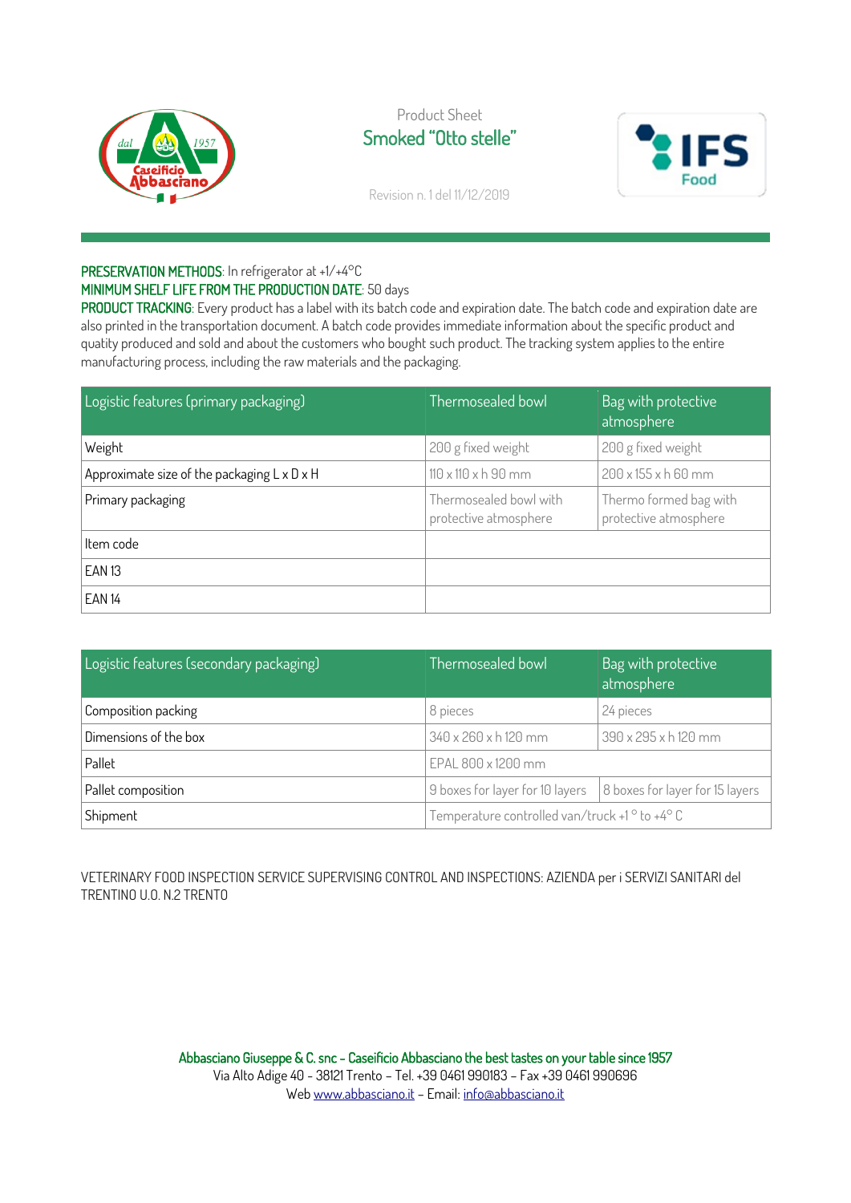Product Sheet

# Smoked "Otto stelle"

Revision n. 1 del 11/12/2019

**PRESERVATION METHODS**: In refrigerator at +1/+4°C
**MINIMUM SHELF LIFE FROM THE PRODUCTION DATE**: 50 days
**PRODUCT TRACKING**: Every product has a label with its batch code and expiration date. The batch code and expiration date are also printed in the transportation document. A batch code provides immediate information about the specific product and quatity produced and sold and about the customers who bought such product. The tracking system applies to the entire manufacturing process, including the raw materials and the packaging.

| Logistic features (primary packaging) | Thermosealed bowl | Bag with protective atmosphere |
|---|---|---|
| Weight | 200 g fixed weight | 200 g fixed weight |
| Approximate size of the packaging L x D x H | 110 x 110 x h 90 mm | 200 x 155 x h 60 mm |
| Primary packaging | Thermosealed bowl with protective atmosphere | Thermo formed bag with protective atmosphere |
| Item code | | |
| EAN 13 | | |
| EAN 14 | | |

| Logistic features (secondary packaging) | Thermosealed bowl | Bag with protective atmosphere |
|---|---|---|
| Composition packing | 8 pieces | 24 pieces |
| Dimensions of the box | 340 x 260 x h 120 mm | 390 x 295 x h 120 mm |
| Pallet | EPAL 800 x 1200 mm | |
| Pallet composition | 9 boxes for layer for 10 layers | 8 boxes for layer for 15 layers |
| Shipment | Temperature controlled van/truck +1 ° to +4° C | |

VETERINARY FOOD INSPECTION SERVICE SUPERVISING CONTROL AND INSPECTIONS: AZIENDA per i SERVIZI SANITARI del TRENTINO U.O. N.2 TRENTO

**Abbasciano Giuseppe & C. snc – Caseificio Abbasciano the best tastes on your table since 1957**
Via Alto Adige 40 - 38121 Trento – Tel. +39 0461 990183 – Fax +39 0461 990696
Web www.abbasciano.it – Email: info@abbasciano.it